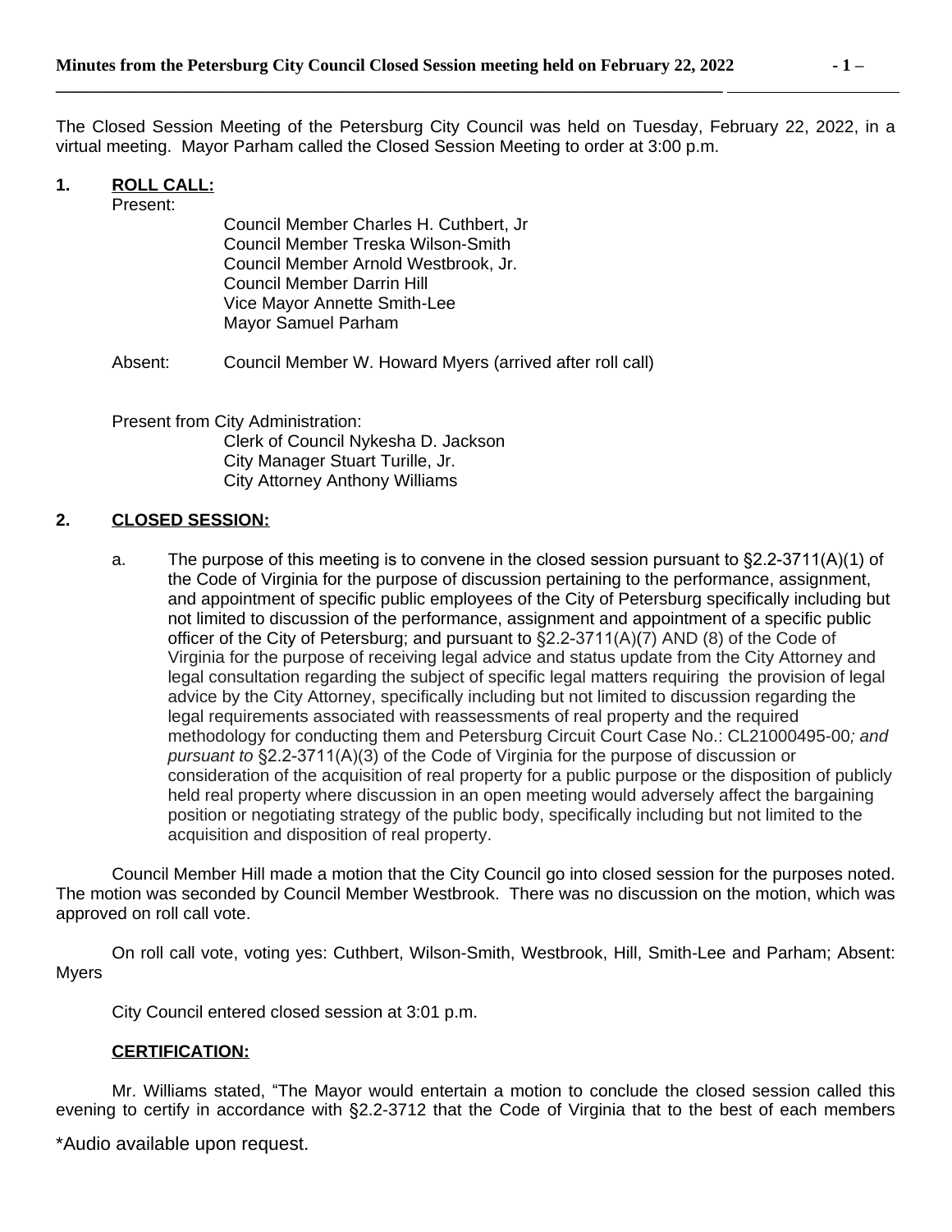The Closed Session Meeting of the Petersburg City Council was held on Tuesday, February 22, 2022, in a virtual meeting. Mayor Parham called the Closed Session Meeting to order at 3:00 p.m.

**1. ROLL CALL:**

Present:

Council Member Charles H. Cuthbert, Jr  
Council Member Treska Wilson-Smith  
Council Member Arnold Westbrook, Jr.  
Council Member Darrin Hill  
Vice Mayor Annette Smith-Lee  
Mayor Samuel Parham

Absent: Council Member W. Howard Myers (arrived after roll call)

Present from City Administration:

Clerk of Council Nykesha D. Jackson  
City Manager Stuart Turille, Jr.  
City Attorney Anthony Williams

**2. CLOSED SESSION:**

a. The purpose of this meeting is to convene in the closed session pursuant to §2.2-3711(A)(1) of the Code of Virginia for the purpose of discussion pertaining to the performance, assignment, and appointment of specific public employees of the City of Petersburg specifically including but not limited to discussion of the performance, assignment and appointment of a specific public officer of the City of Petersburg; and pursuant to §2.2-3711(A)(7) AND (8) of the Code of Virginia for the purpose of receiving legal advice and status update from the City Attorney and legal consultation regarding the subject of specific legal matters requiring the provision of legal advice by the City Attorney, specifically including but not limited to discussion regarding the legal requirements associated with reassessments of real property and the required methodology for conducting them and Petersburg Circuit Court Case No.: CL21000495-00*; and pursuant to* §2.2-3711(A)(3) of the Code of Virginia for the purpose of discussion or consideration of the acquisition of real property for a public purpose or the disposition of publicly held real property where discussion in an open meeting would adversely affect the bargaining position or negotiating strategy of the public body, specifically including but not limited to the acquisition and disposition of real property.

Council Member Hill made a motion that the City Council go into closed session for the purposes noted. The motion was seconded by Council Member Westbrook. There was no discussion on the motion, which was approved on roll call vote.

On roll call vote, voting yes: Cuthbert, Wilson-Smith, Westbrook, Hill, Smith-Lee and Parham; Absent: Myers

City Council entered closed session at 3:01 p.m.

**CERTIFICATION:**

Mr. Williams stated, "The Mayor would entertain a motion to conclude the closed session called this evening to certify in accordance with §2.2-3712 that the Code of Virginia that to the best of each members

\*Audio available upon request.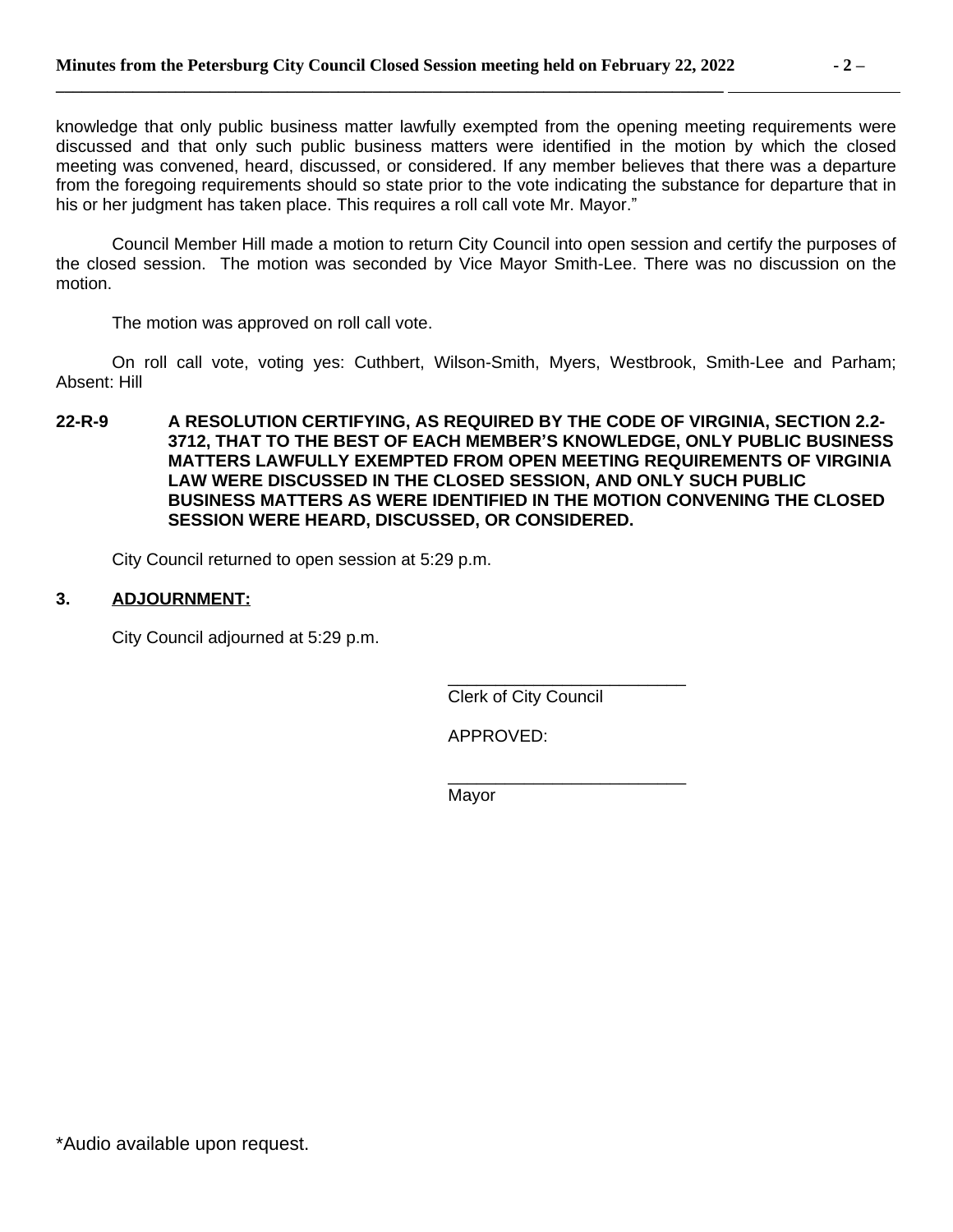knowledge that only public business matter lawfully exempted from the opening meeting requirements were discussed and that only such public business matters were identified in the motion by which the closed meeting was convened, heard, discussed, or considered. If any member believes that there was a departure from the foregoing requirements should so state prior to the vote indicating the substance for departure that in his or her judgment has taken place. This requires a roll call vote Mr. Mayor."

Council Member Hill made a motion to return City Council into open session and certify the purposes of the closed session. The motion was seconded by Vice Mayor Smith-Lee. There was no discussion on the motion.

The motion was approved on roll call vote.

On roll call vote, voting yes: Cuthbert, Wilson-Smith, Myers, Westbrook, Smith-Lee and Parham; Absent: Hill

**22-R-9 A RESOLUTION CERTIFYING, AS REQUIRED BY THE CODE OF VIRGINIA, SECTION 2.2-3712, THAT TO THE BEST OF EACH MEMBER'S KNOWLEDGE, ONLY PUBLIC BUSINESS MATTERS LAWFULLY EXEMPTED FROM OPEN MEETING REQUIREMENTS OF VIRGINIA LAW WERE DISCUSSED IN THE CLOSED SESSION, AND ONLY SUCH PUBLIC BUSINESS MATTERS AS WERE IDENTIFIED IN THE MOTION CONVENING THE CLOSED SESSION WERE HEARD, DISCUSSED, OR CONSIDERED.**

City Council returned to open session at 5:29 p.m.

**3. ADJOURNMENT:**

City Council adjourned at 5:29 p.m.

_________________________
Clerk of City Council

APPROVED:

_________________________
Mayor

*Audio available upon request.